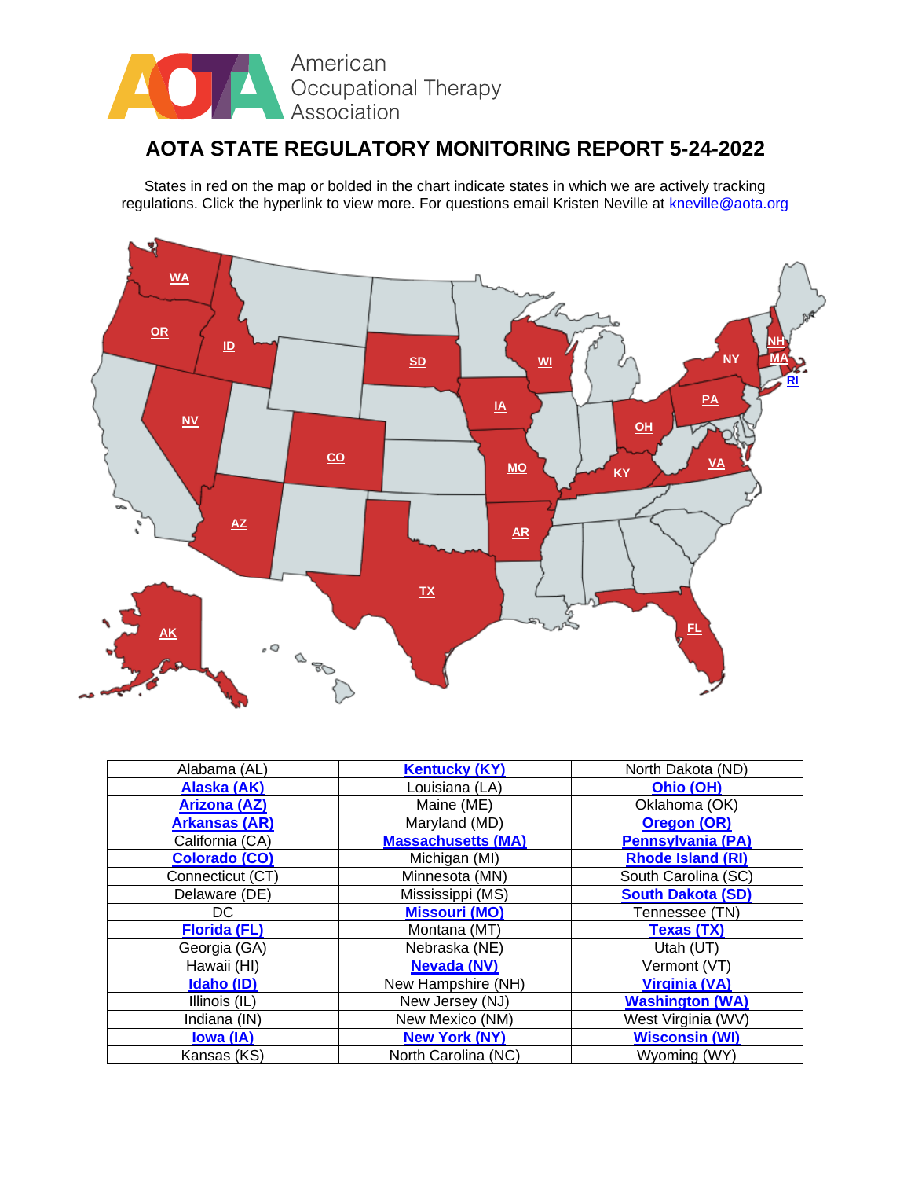American Occupational Therapy Association

# AOTA STATE REGULATORY MONITORING REPORT 5-24-2022

States in red on the map or bolded in the chart indicate states in which we are actively tracking regulations. Click the hyperlink to view more. For questions email Kristen Neville at kneville@aota.org

| Alabama (AL) | **Kentucky (KY)** | North Dakota (ND) |
|---|---|---|
| **Alaska (AK)** | Louisiana (LA) | **Ohio (OH)** |
| **Arizona (AZ)** | Maine (ME) | Oklahoma (OK) |
| **Arkansas (AR)** | Maryland (MD) | **Oregon (OR)** |
| California (CA) | **Massachusetts (MA)** | **Pennsylvania (PA)** |
| **Colorado (CO)** | Michigan (MI) | **Rhode Island (RI)** |
| Connecticut (CT) | Minnesota (MN) | South Carolina (SC) |
| Delaware (DE) | Mississippi (MS) | **South Dakota (SD)** |
| DC | **Missouri (MO)** | Tennessee (TN) |
| **Florida (FL)** | Montana (MT) | **Texas (TX)** |
| Georgia (GA) | Nebraska (NE) | Utah (UT) |
| Hawaii (HI) | **Nevada (NV)** | Vermont (VT) |
| **Idaho (ID)** | New Hampshire (NH) | **Virginia (VA)** |
| Illinois (IL) | New Jersey (NJ) | **Washington (WA)** |
| Indiana (IN) | New Mexico (NM) | West Virginia (WV) |
| **Iowa (IA)** | **New York (NY)** | **Wisconsin (WI)** |
| Kansas (KS) | North Carolina (NC) | Wyoming (WY) |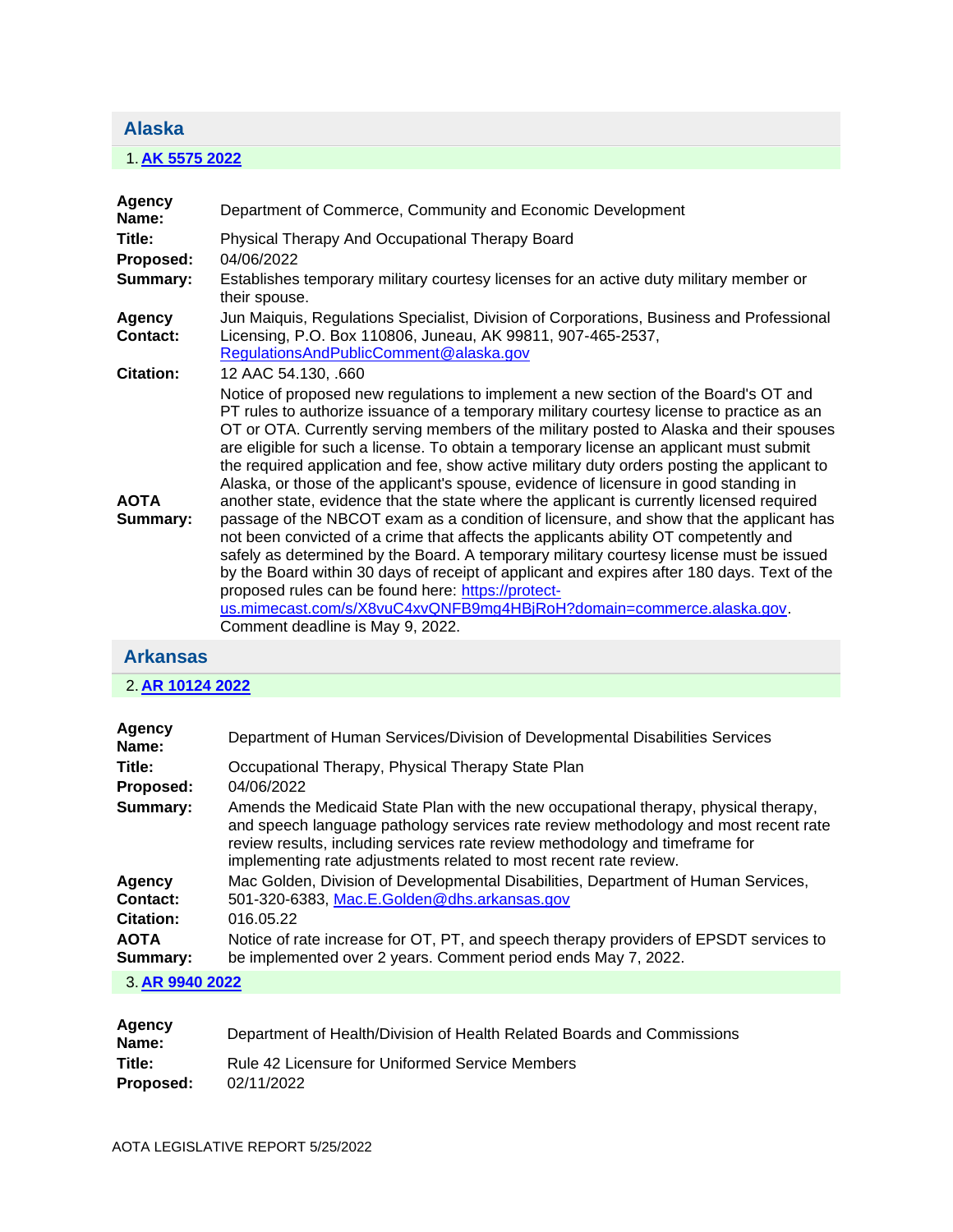## Alaska

1. **AK 5575 2022**

| | |
|---|---|
| **Agency Name:** | Department of Commerce, Community and Economic Development |
| **Title:** | Physical Therapy And Occupational Therapy Board |
| **Proposed:** | 04/06/2022 |
| **Summary:** | Establishes temporary military courtesy licenses for an active duty military member or their spouse. |
| **Agency Contact:** | Jun Maiquis, Regulations Specialist, Division of Corporations, Business and Professional Licensing, P.O. Box 110806, Juneau, AK 99811, 907-465-2537, RegulationsAndPublicComment@alaska.gov |
| **Citation:** | 12 AAC 54.130, .660 |
| **AOTA Summary:** | Notice of proposed new regulations to implement a new section of the Board's OT and PT rules to authorize issuance of a temporary military courtesy license to practice as an OT or OTA. Currently serving members of the military posted to Alaska and their spouses are eligible for such a license. To obtain a temporary license an applicant must submit the required application and fee, show active military duty orders posting the applicant to Alaska, or those of the applicant's spouse, evidence of licensure in good standing in another state, evidence that the state where the applicant is currently licensed required passage of the NBCOT exam as a condition of licensure, and show that the applicant has not been convicted of a crime that affects the applicants ability OT competently and safely as determined by the Board. A temporary military courtesy license must be issued by the Board within 30 days of receipt of applicant and expires after 180 days. Text of the proposed rules can be found here: https://protect-us.mimecast.com/s/X8vuC4xvQNFB9mg4HBjRoH?domain=commerce.alaska.gov. Comment deadline is May 9, 2022. |

## Arkansas

2. **AR 10124 2022**

| | |
|---|---|
| **Agency Name:** | Department of Human Services/Division of Developmental Disabilities Services |
| **Title:** | Occupational Therapy, Physical Therapy State Plan |
| **Proposed:** | 04/06/2022 |
| **Summary:** | Amends the Medicaid State Plan with the new occupational therapy, physical therapy, and speech language pathology services rate review methodology and most recent rate review results, including services rate review methodology and timeframe for implementing rate adjustments related to most recent rate review. |
| **Agency Contact:** | Mac Golden, Division of Developmental Disabilities, Department of Human Services, 501-320-6383, Mac.E.Golden@dhs.arkansas.gov |
| **Citation:** | 016.05.22 |
| **AOTA Summary:** | Notice of rate increase for OT, PT, and speech therapy providers of EPSDT services to be implemented over 2 years. Comment period ends May 7, 2022. |

3. **AR 9940 2022**

| | |
|---|---|
| **Agency Name:** | Department of Health/Division of Health Related Boards and Commissions |
| **Title:** | Rule 42 Licensure for Uniformed Service Members |
| **Proposed:** | 02/11/2022 |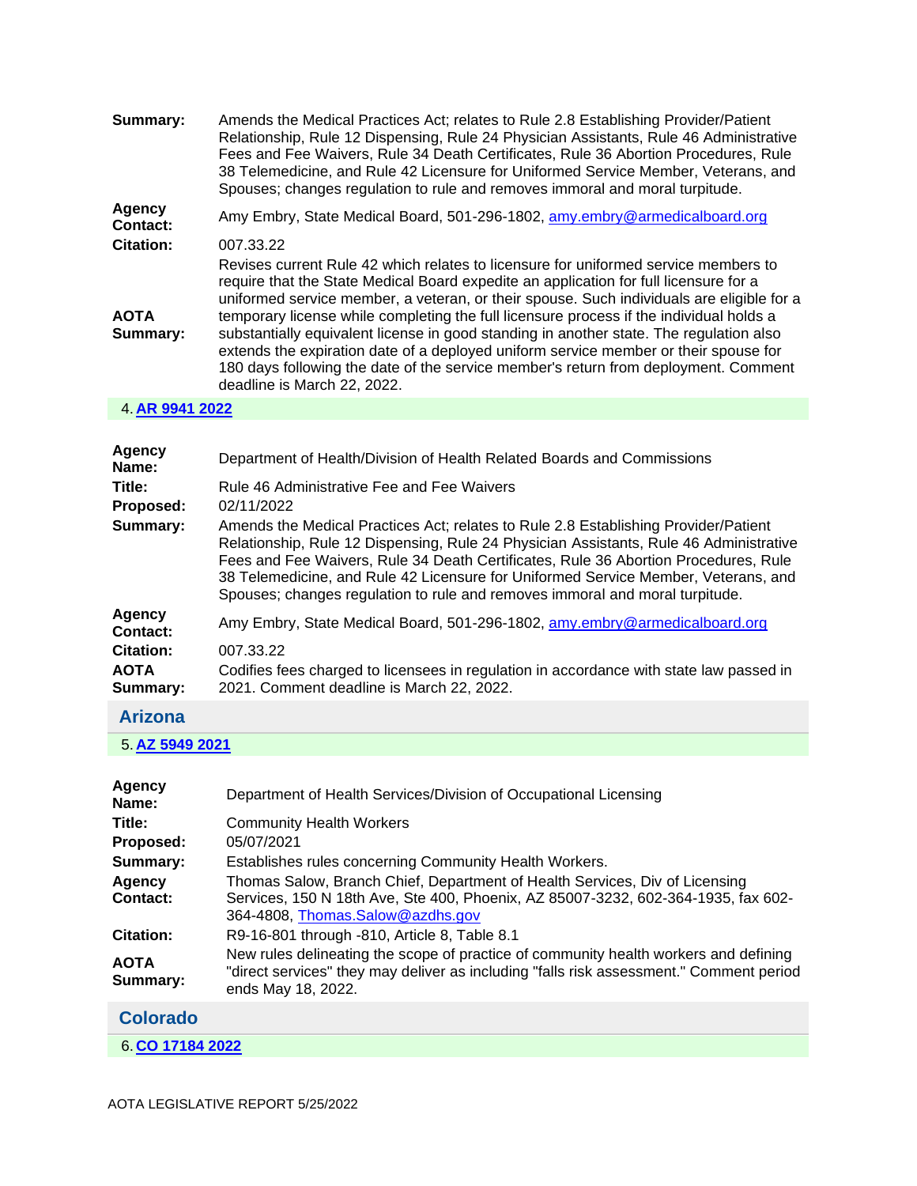| | |
|---|---|
| **Summary:** | Amends the Medical Practices Act; relates to Rule 2.8 Establishing Provider/Patient Relationship, Rule 12 Dispensing, Rule 24 Physician Assistants, Rule 46 Administrative Fees and Fee Waivers, Rule 34 Death Certificates, Rule 36 Abortion Procedures, Rule 38 Telemedicine, and Rule 42 Licensure for Uniformed Service Member, Veterans, and Spouses; changes regulation to rule and removes immoral and moral turpitude. |
| **Agency Contact:** | Amy Embry, State Medical Board, 501-296-1802, amy.embry@armedicalboard.org |
| **Citation:** | 007.33.22 |
| **AOTA Summary:** | Revises current Rule 42 which relates to licensure for uniformed service members to require that the State Medical Board expedite an application for full licensure for a uniformed service member, a veteran, or their spouse. Such individuals are eligible for a temporary license while completing the full licensure process if the individual holds a substantially equivalent license in good standing in another state. The regulation also extends the expiration date of a deployed uniform service member or their spouse for 180 days following the date of the service member's return from deployment. Comment deadline is March 22, 2022. |

4. **AR 9941 2022**

| | |
|---|---|
| **Agency Name:** | Department of Health/Division of Health Related Boards and Commissions |
| **Title:** | Rule 46 Administrative Fee and Fee Waivers |
| **Proposed:** | 02/11/2022 |
| **Summary:** | Amends the Medical Practices Act; relates to Rule 2.8 Establishing Provider/Patient Relationship, Rule 12 Dispensing, Rule 24 Physician Assistants, Rule 46 Administrative Fees and Fee Waivers, Rule 34 Death Certificates, Rule 36 Abortion Procedures, Rule 38 Telemedicine, and Rule 42 Licensure for Uniformed Service Member, Veterans, and Spouses; changes regulation to rule and removes immoral and moral turpitude. |
| **Agency Contact:** | Amy Embry, State Medical Board, 501-296-1802, amy.embry@armedicalboard.org |
| **Citation:** | 007.33.22 |
| **AOTA Summary:** | Codifies fees charged to licensees in regulation in accordance with state law passed in 2021. Comment deadline is March 22, 2022. |

## Arizona

5. **AZ 5949 2021**

| | |
|---|---|
| **Agency Name:** | Department of Health Services/Division of Occupational Licensing |
| **Title:** | Community Health Workers |
| **Proposed:** | 05/07/2021 |
| **Summary:** | Establishes rules concerning Community Health Workers. |
| **Agency Contact:** | Thomas Salow, Branch Chief, Department of Health Services, Div of Licensing Services, 150 N 18th Ave, Ste 400, Phoenix, AZ 85007-3232, 602-364-1935, fax 602-364-4808, Thomas.Salow@azdhs.gov |
| **Citation:** | R9-16-801 through -810, Article 8, Table 8.1 |
| **AOTA Summary:** | New rules delineating the scope of practice of community health workers and defining "direct services" they may deliver as including "falls risk assessment." Comment period ends May 18, 2022. |

## Colorado

6. **CO 17184 2022**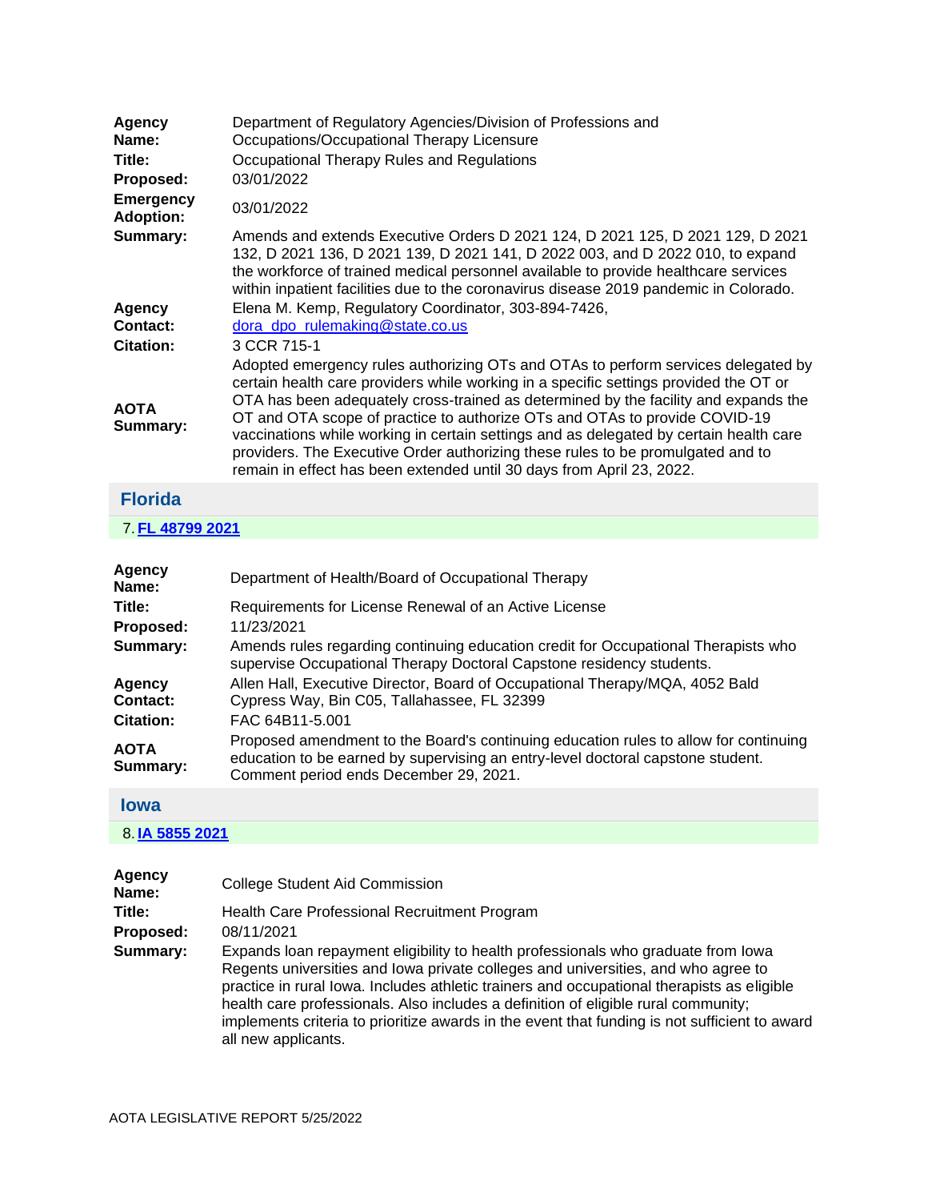| | |
|---|---|
| **Agency Name:** | Department of Regulatory Agencies/Division of Professions and Occupations/Occupational Therapy Licensure |
| **Title:** | Occupational Therapy Rules and Regulations |
| **Proposed:** | 03/01/2022 |
| **Emergency Adoption:** | 03/01/2022 |
| **Summary:** | Amends and extends Executive Orders D 2021 124, D 2021 125, D 2021 129, D 2021 132, D 2021 136, D 2021 139, D 2021 141, D 2022 003, and D 2022 010, to expand the workforce of trained medical personnel available to provide healthcare services within inpatient facilities due to the coronavirus disease 2019 pandemic in Colorado. |
| **Agency Contact:** | Elena M. Kemp, Regulatory Coordinator, 303-894-7426, dora_dpo_rulemaking@state.co.us |
| **Citation:** | 3 CCR 715-1 |
| **AOTA Summary:** | Adopted emergency rules authorizing OTs and OTAs to perform services delegated by certain health care providers while working in a specific settings provided the OT or OTA has been adequately cross-trained as determined by the facility and expands the OT and OTA scope of practice to authorize OTs and OTAs to provide COVID-19 vaccinations while working in certain settings and as delegated by certain health care providers. The Executive Order authorizing these rules to be promulgated and to remain in effect has been extended until 30 days from April 23, 2022. |

## Florida

7. **FL 48799 2021**

| | |
|---|---|
| **Agency Name:** | Department of Health/Board of Occupational Therapy |
| **Title:** | Requirements for License Renewal of an Active License |
| **Proposed:** | 11/23/2021 |
| **Summary:** | Amends rules regarding continuing education credit for Occupational Therapists who supervise Occupational Therapy Doctoral Capstone residency students. |
| **Agency Contact:** | Allen Hall, Executive Director, Board of Occupational Therapy/MQA, 4052 Bald Cypress Way, Bin C05, Tallahassee, FL 32399 |
| **Citation:** | FAC 64B11-5.001 |
| **AOTA Summary:** | Proposed amendment to the Board's continuing education rules to allow for continuing education to be earned by supervising an entry-level doctoral capstone student. Comment period ends December 29, 2021. |

## Iowa

8. **IA 5855 2021**

| | |
|---|---|
| **Agency Name:** | College Student Aid Commission |
| **Title:** | Health Care Professional Recruitment Program |
| **Proposed:** | 08/11/2021 |
| **Summary:** | Expands loan repayment eligibility to health professionals who graduate from Iowa Regents universities and Iowa private colleges and universities, and who agree to practice in rural Iowa. Includes athletic trainers and occupational therapists as eligible health care professionals. Also includes a definition of eligible rural community; implements criteria to prioritize awards in the event that funding is not sufficient to award all new applicants. |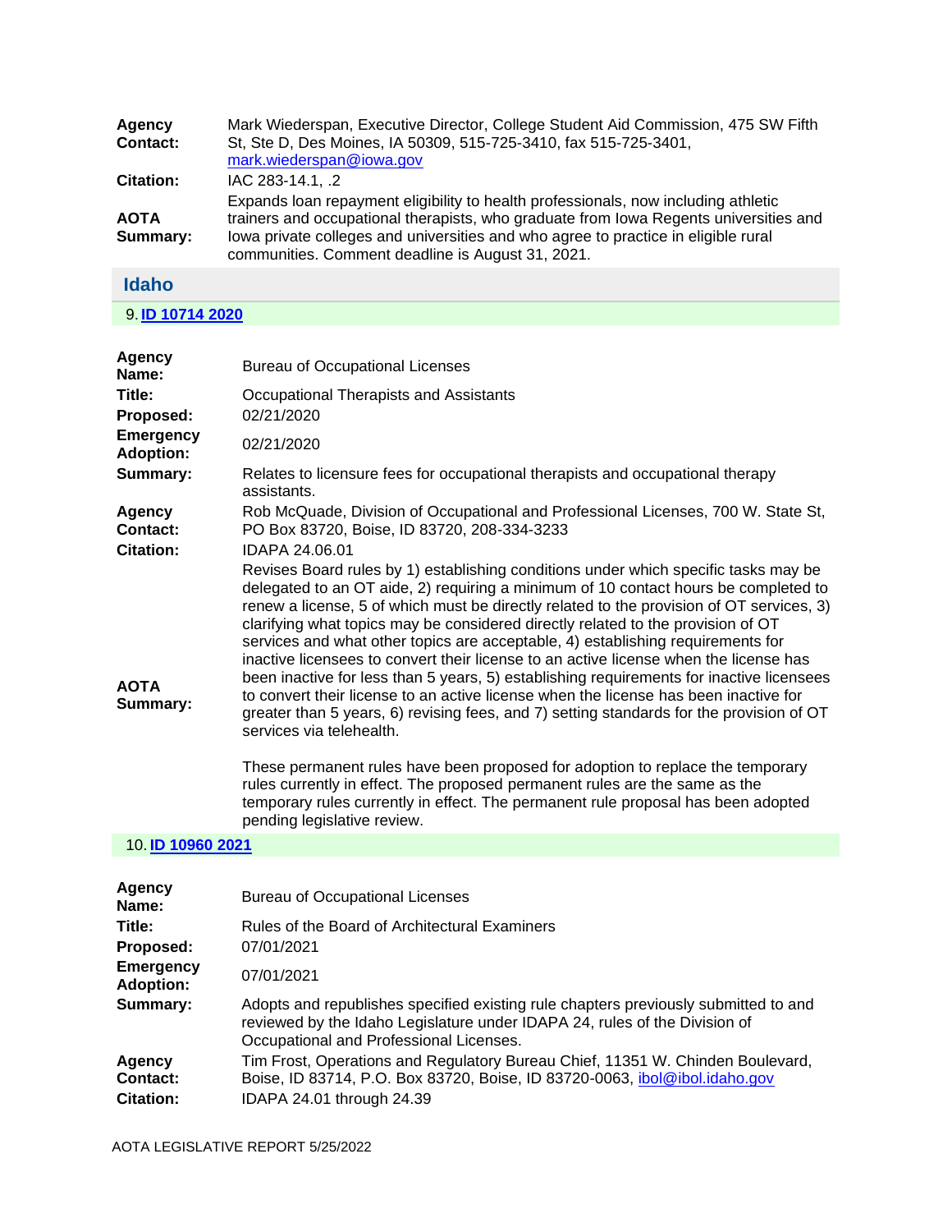| | |
|---|---|
| **Agency Contact:** | Mark Wiederspan, Executive Director, College Student Aid Commission, 475 SW Fifth St, Ste D, Des Moines, IA 50309, 515-725-3410, fax 515-725-3401, mark.wiederspan@iowa.gov |
| **Citation:** | IAC 283-14.1, .2 |
| **AOTA Summary:** | Expands loan repayment eligibility to health professionals, now including athletic trainers and occupational therapists, who graduate from Iowa Regents universities and Iowa private colleges and universities and who agree to practice in eligible rural communities. Comment deadline is August 31, 2021. |

## Idaho

9. **ID 10714 2020**

| | |
|---|---|
| **Agency Name:** | Bureau of Occupational Licenses |
| **Title:** | Occupational Therapists and Assistants |
| **Proposed:** | 02/21/2020 |
| **Emergency Adoption:** | 02/21/2020 |
| **Summary:** | Relates to licensure fees for occupational therapists and occupational therapy assistants. |
| **Agency Contact:** | Rob McQuade, Division of Occupational and Professional Licenses, 700 W. State St, PO Box 83720, Boise, ID 83720, 208-334-3233 |
| **Citation:** | IDAPA 24.06.01 |
| **AOTA Summary:** | Revises Board rules by 1) establishing conditions under which specific tasks may be delegated to an OT aide, 2) requiring a minimum of 10 contact hours be completed to renew a license, 5 of which must be directly related to the provision of OT services, 3) clarifying what topics may be considered directly related to the provision of OT services and what other topics are acceptable, 4) establishing requirements for inactive licensees to convert their license to an active license when the license has been inactive for less than 5 years, 5) establishing requirements for inactive licensees to convert their license to an active license when the license has been inactive for greater than 5 years, 6) revising fees, and 7) setting standards for the provision of OT services via telehealth.<br><br>These permanent rules have been proposed for adoption to replace the temporary rules currently in effect. The proposed permanent rules are the same as the temporary rules currently in effect. The permanent rule proposal has been adopted pending legislative review. |

10. **ID 10960 2021**

| | |
|---|---|
| **Agency Name:** | Bureau of Occupational Licenses |
| **Title:** | Rules of the Board of Architectural Examiners |
| **Proposed:** | 07/01/2021 |
| **Emergency Adoption:** | 07/01/2021 |
| **Summary:** | Adopts and republishes specified existing rule chapters previously submitted to and reviewed by the Idaho Legislature under IDAPA 24, rules of the Division of Occupational and Professional Licenses. |
| **Agency Contact:** | Tim Frost, Operations and Regulatory Bureau Chief, 11351 W. Chinden Boulevard, Boise, ID 83714, P.O. Box 83720, Boise, ID 83720-0063, ibol@ibol.idaho.gov |
| **Citation:** | IDAPA 24.01 through 24.39 |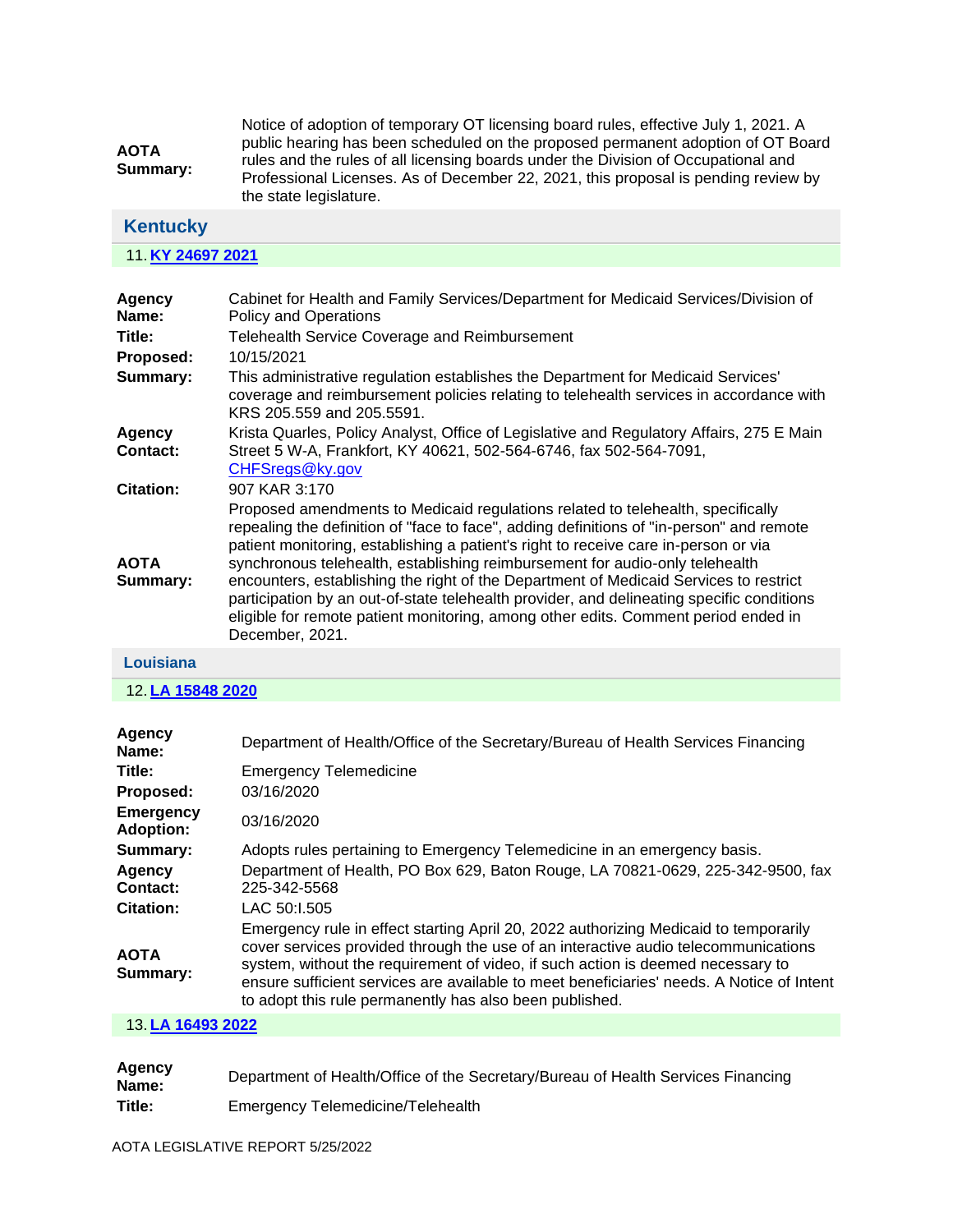**AOTA Summary:** Notice of adoption of temporary OT licensing board rules, effective July 1, 2021. A public hearing has been scheduled on the proposed permanent adoption of OT Board rules and the rules of all licensing boards under the Division of Occupational and Professional Licenses. As of December 22, 2021, this proposal is pending review by the state legislature.

## Kentucky

11. **KY 24697 2021**

| | |
|---|---|
| **Agency Name:** | Cabinet for Health and Family Services/Department for Medicaid Services/Division of Policy and Operations |
| **Title:** | Telehealth Service Coverage and Reimbursement |
| **Proposed:** | 10/15/2021 |
| **Summary:** | This administrative regulation establishes the Department for Medicaid Services' coverage and reimbursement policies relating to telehealth services in accordance with KRS 205.559 and 205.5591. |
| **Agency Contact:** | Krista Quarles, Policy Analyst, Office of Legislative and Regulatory Affairs, 275 E Main Street 5 W-A, Frankfort, KY 40621, 502-564-6746, fax 502-564-7091, CHFSregs@ky.gov |
| **Citation:** | 907 KAR 3:170 |
| **AOTA Summary:** | Proposed amendments to Medicaid regulations related to telehealth, specifically repealing the definition of "face to face", adding definitions of "in-person" and remote patient monitoring, establishing a patient's right to receive care in-person or via synchronous telehealth, establishing reimbursement for audio-only telehealth encounters, establishing the right of the Department of Medicaid Services to restrict participation by an out-of-state telehealth provider, and delineating specific conditions eligible for remote patient monitoring, among other edits. Comment period ended in December, 2021. |

## Louisiana

12. **LA 15848 2020**

| | |
|---|---|
| **Agency Name:** | Department of Health/Office of the Secretary/Bureau of Health Services Financing |
| **Title:** | Emergency Telemedicine |
| **Proposed:** | 03/16/2020 |
| **Emergency Adoption:** | 03/16/2020 |
| **Summary:** | Adopts rules pertaining to Emergency Telemedicine in an emergency basis. |
| **Agency Contact:** | Department of Health, PO Box 629, Baton Rouge, LA 70821-0629, 225-342-9500, fax 225-342-5568 |
| **Citation:** | LAC 50:I.505 |
| **AOTA Summary:** | Emergency rule in effect starting April 20, 2022 authorizing Medicaid to temporarily cover services provided through the use of an interactive audio telecommunications system, without the requirement of video, if such action is deemed necessary to ensure sufficient services are available to meet beneficiaries' needs. A Notice of Intent to adopt this rule permanently has also been published. |

13. **LA 16493 2022**

| | |
|---|---|
| **Agency Name:** | Department of Health/Office of the Secretary/Bureau of Health Services Financing |
| **Title:** | Emergency Telemedicine/Telehealth |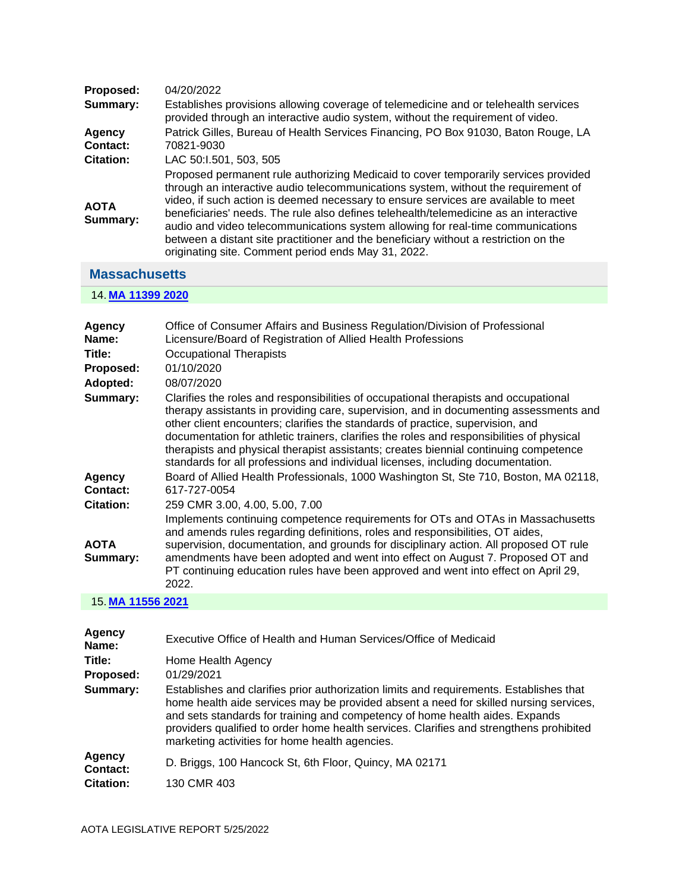**Proposed:** 04/20/2022

**Summary:** Establishes provisions allowing coverage of telemedicine and or telehealth services provided through an interactive audio system, without the requirement of video.

**Agency Contact:** Patrick Gilles, Bureau of Health Services Financing, PO Box 91030, Baton Rouge, LA 70821-9030

**Citation:** LAC 50:I.501, 503, 505

**AOTA Summary:** Proposed permanent rule authorizing Medicaid to cover temporarily services provided through an interactive audio telecommunications system, without the requirement of video, if such action is deemed necessary to ensure services are available to meet beneficiaries' needs. The rule also defines telehealth/telemedicine as an interactive audio and video telecommunications system allowing for real-time communications between a distant site practitioner and the beneficiary without a restriction on the originating site. Comment period ends May 31, 2022.

## Massachusetts

### 14. MA 11399 2020

**Agency Name:** Office of Consumer Affairs and Business Regulation/Division of Professional Licensure/Board of Registration of Allied Health Professions

**Title:** Occupational Therapists

**Proposed:** 01/10/2020

**Adopted:** 08/07/2020

**Summary:** Clarifies the roles and responsibilities of occupational therapists and occupational therapy assistants in providing care, supervision, and in documenting assessments and other client encounters; clarifies the standards of practice, supervision, and documentation for athletic trainers, clarifies the roles and responsibilities of physical therapists and physical therapist assistants; creates biennial continuing competence standards for all professions and individual licenses, including documentation.

**Agency Contact:** Board of Allied Health Professionals, 1000 Washington St, Ste 710, Boston, MA 02118, 617-727-0054

**Citation:** 259 CMR 3.00, 4.00, 5.00, 7.00

**AOTA Summary:** Implements continuing competence requirements for OTs and OTAs in Massachusetts and amends rules regarding definitions, roles and responsibilities, OT aides, supervision, documentation, and grounds for disciplinary action. All proposed OT rule amendments have been adopted and went into effect on August 7. Proposed OT and PT continuing education rules have been approved and went into effect on April 29, 2022.

### 15. MA 11556 2021

**Agency Name:** Executive Office of Health and Human Services/Office of Medicaid

**Title:** Home Health Agency

**Proposed:** 01/29/2021

**Summary:** Establishes and clarifies prior authorization limits and requirements. Establishes that home health aide services may be provided absent a need for skilled nursing services, and sets standards for training and competency of home health aides. Expands providers qualified to order home health services. Clarifies and strengthens prohibited marketing activities for home health agencies.

**Agency Contact:** D. Briggs, 100 Hancock St, 6th Floor, Quincy, MA 02171

**Citation:** 130 CMR 403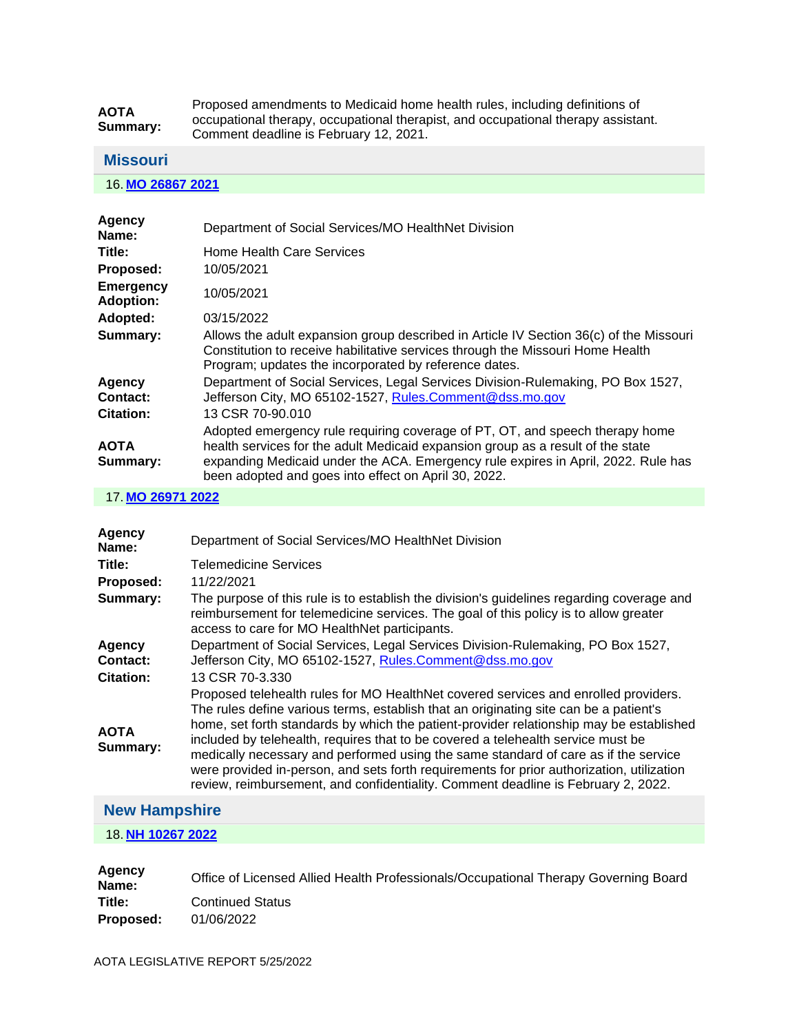| | |
|---|---|
| **AOTA Summary:** | Proposed amendments to Medicaid home health rules, including definitions of occupational therapy, occupational therapist, and occupational therapy assistant. Comment deadline is February 12, 2021. |

## Missouri

16. **MO 26867 2021**

| | |
|---|---|
| **Agency Name:** | Department of Social Services/MO HealthNet Division |
| **Title:** | Home Health Care Services |
| **Proposed:** | 10/05/2021 |
| **Emergency Adoption:** | 10/05/2021 |
| **Adopted:** | 03/15/2022 |
| **Summary:** | Allows the adult expansion group described in Article IV Section 36(c) of the Missouri Constitution to receive habilitative services through the Missouri Home Health Program; updates the incorporated by reference dates. |
| **Agency Contact:** | Department of Social Services, Legal Services Division-Rulemaking, PO Box 1527, Jefferson City, MO 65102-1527, Rules.Comment@dss.mo.gov |
| **Citation:** | 13 CSR 70-90.010 |
| **AOTA Summary:** | Adopted emergency rule requiring coverage of PT, OT, and speech therapy home health services for the adult Medicaid expansion group as a result of the state expanding Medicaid under the ACA. Emergency rule expires in April, 2022. Rule has been adopted and goes into effect on April 30, 2022. |

17. **MO 26971 2022**

| | |
|---|---|
| **Agency Name:** | Department of Social Services/MO HealthNet Division |
| **Title:** | Telemedicine Services |
| **Proposed:** | 11/22/2021 |
| **Summary:** | The purpose of this rule is to establish the division's guidelines regarding coverage and reimbursement for telemedicine services. The goal of this policy is to allow greater access to care for MO HealthNet participants. |
| **Agency Contact:** | Department of Social Services, Legal Services Division-Rulemaking, PO Box 1527, Jefferson City, MO 65102-1527, Rules.Comment@dss.mo.gov |
| **Citation:** | 13 CSR 70-3.330 |
| **AOTA Summary:** | Proposed telehealth rules for MO HealthNet covered services and enrolled providers. The rules define various terms, establish that an originating site can be a patient's home, set forth standards by which the patient-provider relationship may be established included by telehealth, requires that to be covered a telehealth service must be medically necessary and performed using the same standard of care as if the service were provided in-person, and sets forth requirements for prior authorization, utilization review, reimbursement, and confidentiality. Comment deadline is February 2, 2022. |

## New Hampshire

18. **NH 10267 2022**

| | |
|---|---|
| **Agency Name:** | Office of Licensed Allied Health Professionals/Occupational Therapy Governing Board |
| **Title:** | Continued Status |
| **Proposed:** | 01/06/2022 |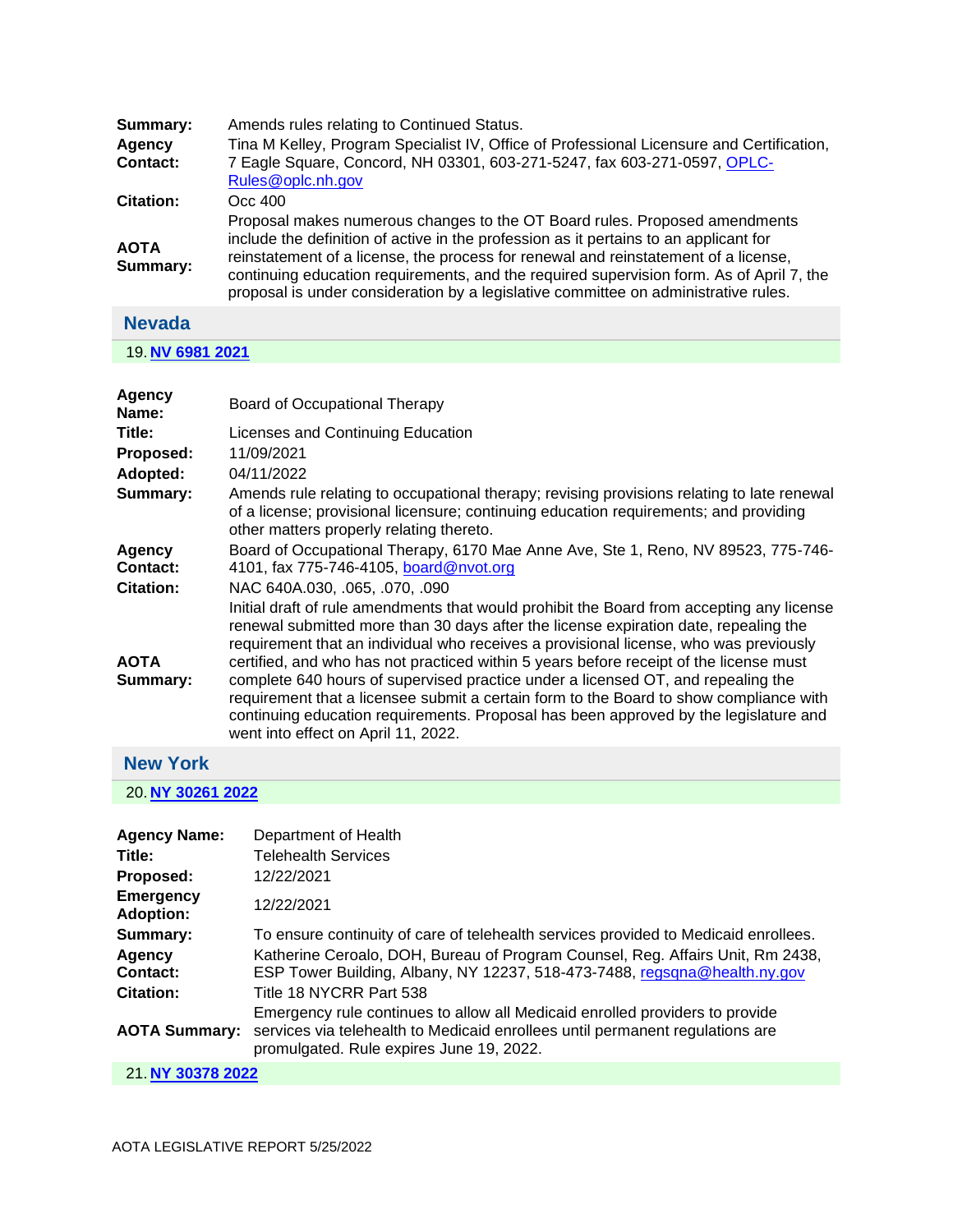| | |
|---|---|
| **Summary:** | Amends rules relating to Continued Status. |
| **Agency Contact:** | Tina M Kelley, Program Specialist IV, Office of Professional Licensure and Certification, 7 Eagle Square, Concord, NH 03301, 603-271-5247, fax 603-271-0597, OPLC-Rules@oplc.nh.gov |
| **Citation:** | Occ 400 |
| **AOTA Summary:** | Proposal makes numerous changes to the OT Board rules. Proposed amendments include the definition of active in the profession as it pertains to an applicant for reinstatement of a license, the process for renewal and reinstatement of a license, continuing education requirements, and the required supervision form. As of April 7, the proposal is under consideration by a legislative committee on administrative rules. |

## Nevada

19. **NV 6981 2021**

| | |
|---|---|
| **Agency Name:** | Board of Occupational Therapy |
| **Title:** | Licenses and Continuing Education |
| **Proposed:** | 11/09/2021 |
| **Adopted:** | 04/11/2022 |
| **Summary:** | Amends rule relating to occupational therapy; revising provisions relating to late renewal of a license; provisional licensure; continuing education requirements; and providing other matters properly relating thereto. |
| **Agency Contact:** | Board of Occupational Therapy, 6170 Mae Anne Ave, Ste 1, Reno, NV 89523, 775-746-4101, fax 775-746-4105, board@nvot.org |
| **Citation:** | NAC 640A.030, .065, .070, .090 |
| **AOTA Summary:** | Initial draft of rule amendments that would prohibit the Board from accepting any license renewal submitted more than 30 days after the license expiration date, repealing the requirement that an individual who receives a provisional license, who was previously certified, and who has not practiced within 5 years before receipt of the license must complete 640 hours of supervised practice under a licensed OT, and repealing the requirement that a licensee submit a certain form to the Board to show compliance with continuing education requirements. Proposal has been approved by the legislature and went into effect on April 11, 2022. |

## New York

20. **NY 30261 2022**

| | |
|---|---|
| **Agency Name:** | Department of Health |
| **Title:** | Telehealth Services |
| **Proposed:** | 12/22/2021 |
| **Emergency Adoption:** | 12/22/2021 |
| **Summary:** | To ensure continuity of care of telehealth services provided to Medicaid enrollees. |
| **Agency Contact:** | Katherine Ceroalo, DOH, Bureau of Program Counsel, Reg. Affairs Unit, Rm 2438, ESP Tower Building, Albany, NY 12237, 518-473-7488, regsqna@health.ny.gov |
| **Citation:** | Title 18 NYCRR Part 538 |
| **AOTA Summary:** | Emergency rule continues to allow all Medicaid enrolled providers to provide services via telehealth to Medicaid enrollees until permanent regulations are promulgated. Rule expires June 19, 2022. |

21. **NY 30378 2022**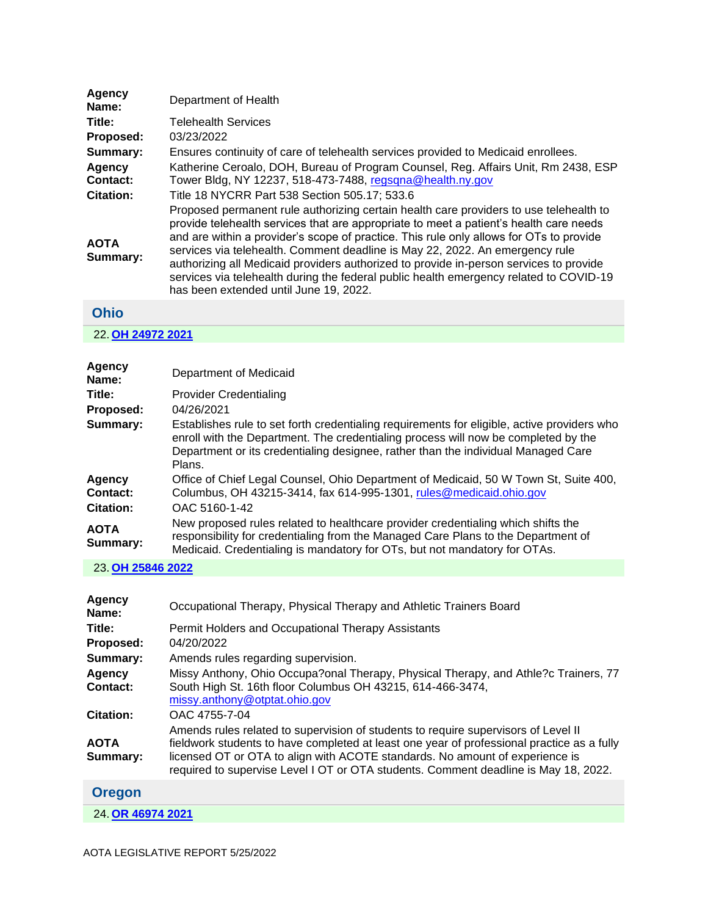| | |
|---|---|
| **Agency Name:** | Department of Health |
| **Title:** | Telehealth Services |
| **Proposed:** | 03/23/2022 |
| **Summary:** | Ensures continuity of care of telehealth services provided to Medicaid enrollees. |
| **Agency Contact:** | Katherine Ceroalo, DOH, Bureau of Program Counsel, Reg. Affairs Unit, Rm 2438, ESP Tower Bldg, NY 12237, 518-473-7488, regsqna@health.ny.gov |
| **Citation:** | Title 18 NYCRR Part 538 Section 505.17; 533.6 |
| **AOTA Summary:** | Proposed permanent rule authorizing certain health care providers to use telehealth to provide telehealth services that are appropriate to meet a patient's health care needs and are within a provider's scope of practice. This rule only allows for OTs to provide services via telehealth. Comment deadline is May 22, 2022. An emergency rule authorizing all Medicaid providers authorized to provide in-person services to provide services via telehealth during the federal public health emergency related to COVID-19 has been extended until June 19, 2022. |

## Ohio

22. **OH 24972 2021**

| | |
|---|---|
| **Agency Name:** | Department of Medicaid |
| **Title:** | Provider Credentialing |
| **Proposed:** | 04/26/2021 |
| **Summary:** | Establishes rule to set forth credentialing requirements for eligible, active providers who enroll with the Department. The credentialing process will now be completed by the Department or its credentialing designee, rather than the individual Managed Care Plans. |
| **Agency Contact:** | Office of Chief Legal Counsel, Ohio Department of Medicaid, 50 W Town St, Suite 400, Columbus, OH 43215-3414, fax 614-995-1301, rules@medicaid.ohio.gov |
| **Citation:** | OAC 5160-1-42 |
| **AOTA Summary:** | New proposed rules related to healthcare provider credentialing which shifts the responsibility for credentialing from the Managed Care Plans to the Department of Medicaid. Credentialing is mandatory for OTs, but not mandatory for OTAs. |

23. **OH 25846 2022**

| | |
|---|---|
| **Agency Name:** | Occupational Therapy, Physical Therapy and Athletic Trainers Board |
| **Title:** | Permit Holders and Occupational Therapy Assistants |
| **Proposed:** | 04/20/2022 |
| **Summary:** | Amends rules regarding supervision. |
| **Agency Contact:** | Missy Anthony, Ohio Occupa?onal Therapy, Physical Therapy, and Athle?c Trainers, 77 South High St. 16th floor Columbus OH 43215, 614-466-3474, missy.anthony@otptat.ohio.gov |
| **Citation:** | OAC 4755-7-04 |
| **AOTA Summary:** | Amends rules related to supervision of students to require supervisors of Level II fieldwork students to have completed at least one year of professional practice as a fully licensed OT or OTA to align with ACOTE standards. No amount of experience is required to supervise Level I OT or OTA students. Comment deadline is May 18, 2022. |

## Oregon

24. **OR 46974 2021**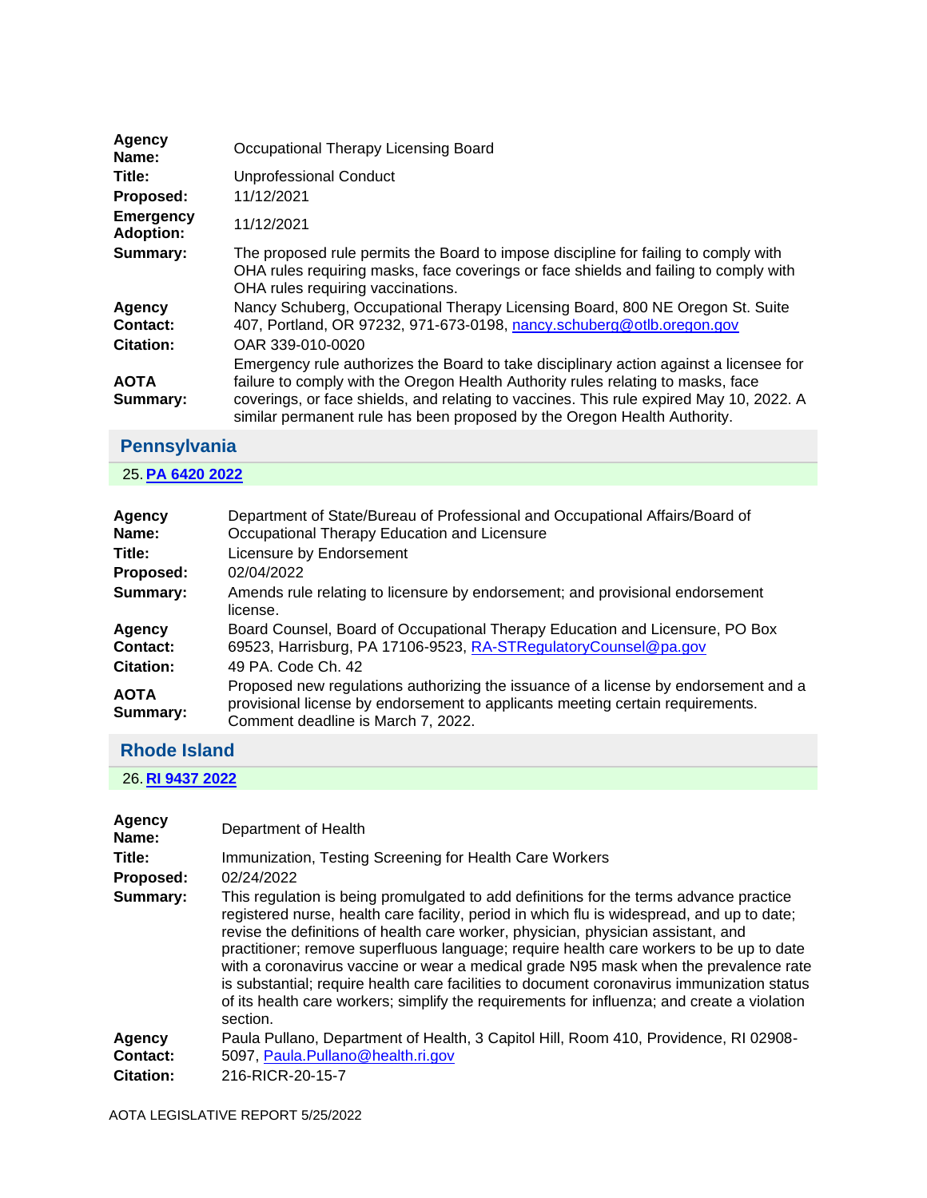| | |
|---|---|
| **Agency Name:** | Occupational Therapy Licensing Board |
| **Title:** | Unprofessional Conduct |
| **Proposed:** | 11/12/2021 |
| **Emergency Adoption:** | 11/12/2021 |
| **Summary:** | The proposed rule permits the Board to impose discipline for failing to comply with OHA rules requiring masks, face coverings or face shields and failing to comply with OHA rules requiring vaccinations. |
| **Agency Contact:** | Nancy Schuberg, Occupational Therapy Licensing Board, 800 NE Oregon St. Suite 407, Portland, OR 97232, 971-673-0198, nancy.schuberg@otlb.oregon.gov |
| **Citation:** | OAR 339-010-0020 |
| **AOTA Summary:** | Emergency rule authorizes the Board to take disciplinary action against a licensee for failure to comply with the Oregon Health Authority rules relating to masks, face coverings, or face shields, and relating to vaccines. This rule expired May 10, 2022. A similar permanent rule has been proposed by the Oregon Health Authority. |

## Pennsylvania

25. **PA 6420 2022**

| | |
|---|---|
| **Agency Name:** | Department of State/Bureau of Professional and Occupational Affairs/Board of Occupational Therapy Education and Licensure |
| **Title:** | Licensure by Endorsement |
| **Proposed:** | 02/04/2022 |
| **Summary:** | Amends rule relating to licensure by endorsement; and provisional endorsement license. |
| **Agency Contact:** | Board Counsel, Board of Occupational Therapy Education and Licensure, PO Box 69523, Harrisburg, PA 17106-9523, RA-STRegulatoryCounsel@pa.gov |
| **Citation:** | 49 PA. Code Ch. 42 |
| **AOTA Summary:** | Proposed new regulations authorizing the issuance of a license by endorsement and a provisional license by endorsement to applicants meeting certain requirements. Comment deadline is March 7, 2022. |

## Rhode Island

26. **RI 9437 2022**

| | |
|---|---|
| **Agency Name:** | Department of Health |
| **Title:** | Immunization, Testing Screening for Health Care Workers |
| **Proposed:** | 02/24/2022 |
| **Summary:** | This regulation is being promulgated to add definitions for the terms advance practice registered nurse, health care facility, period in which flu is widespread, and up to date; revise the definitions of health care worker, physician, physician assistant, and practitioner; remove superfluous language; require health care workers to be up to date with a coronavirus vaccine or wear a medical grade N95 mask when the prevalence rate is substantial; require health care facilities to document coronavirus immunization status of its health care workers; simplify the requirements for influenza; and create a violation section. |
| **Agency Contact:** | Paula Pullano, Department of Health, 3 Capitol Hill, Room 410, Providence, RI 02908-5097, Paula.Pullano@health.ri.gov |
| **Citation:** | 216-RICR-20-15-7 |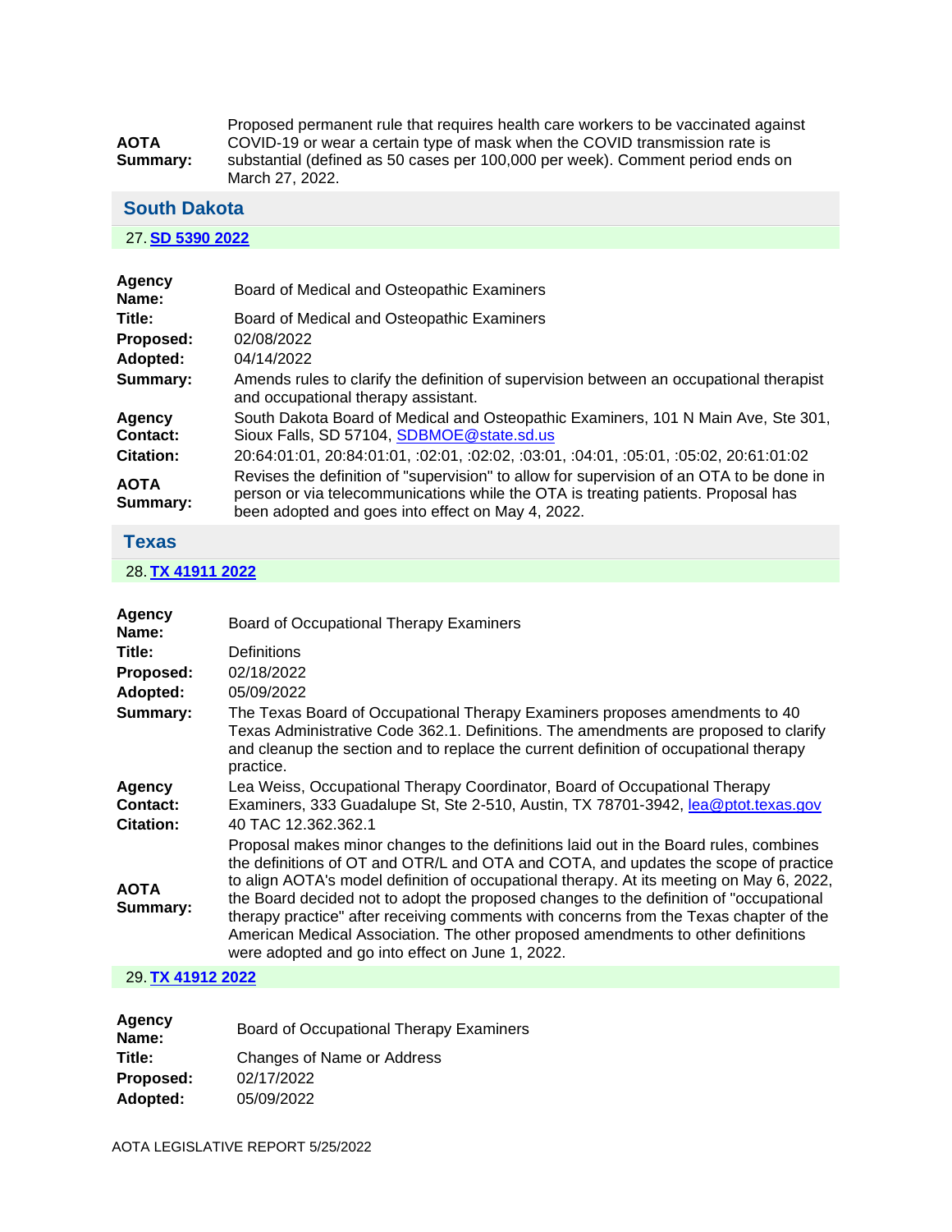**AOTA Summary:** Proposed permanent rule that requires health care workers to be vaccinated against COVID-19 or wear a certain type of mask when the COVID transmission rate is substantial (defined as 50 cases per 100,000 per week). Comment period ends on March 27, 2022.

## South Dakota

### 27. SD 5390 2022

**Agency Name:** Board of Medical and Osteopathic Examiners
**Title:** Board of Medical and Osteopathic Examiners
**Proposed:** 02/08/2022
**Adopted:** 04/14/2022
**Summary:** Amends rules to clarify the definition of supervision between an occupational therapist and occupational therapy assistant.
**Agency Contact:** South Dakota Board of Medical and Osteopathic Examiners, 101 N Main Ave, Ste 301, Sioux Falls, SD 57104, SDBMOE@state.sd.us
**Citation:** 20:64:01:01, 20:84:01:01, :02:01, :02:02, :03:01, :04:01, :05:01, :05:02, 20:61:01:02
**AOTA Summary:** Revises the definition of "supervision" to allow for supervision of an OTA to be done in person or via telecommunications while the OTA is treating patients. Proposal has been adopted and goes into effect on May 4, 2022.

## Texas

### 28. TX 41911 2022

**Agency Name:** Board of Occupational Therapy Examiners
**Title:** Definitions
**Proposed:** 02/18/2022
**Adopted:** 05/09/2022
**Summary:** The Texas Board of Occupational Therapy Examiners proposes amendments to 40 Texas Administrative Code 362.1. Definitions. The amendments are proposed to clarify and cleanup the section and to replace the current definition of occupational therapy practice.
**Agency Contact:** Lea Weiss, Occupational Therapy Coordinator, Board of Occupational Therapy Examiners, 333 Guadalupe St, Ste 2-510, Austin, TX 78701-3942, lea@ptot.texas.gov
**Citation:** 40 TAC 12.362.362.1
**AOTA Summary:** Proposal makes minor changes to the definitions laid out in the Board rules, combines the definitions of OT and OTR/L and OTA and COTA, and updates the scope of practice to align AOTA's model definition of occupational therapy. At its meeting on May 6, 2022, the Board decided not to adopt the proposed changes to the definition of "occupational therapy practice" after receiving comments with concerns from the Texas chapter of the American Medical Association. The other proposed amendments to other definitions were adopted and go into effect on June 1, 2022.

### 29. TX 41912 2022

**Agency Name:** Board of Occupational Therapy Examiners
**Title:** Changes of Name or Address
**Proposed:** 02/17/2022
**Adopted:** 05/09/2022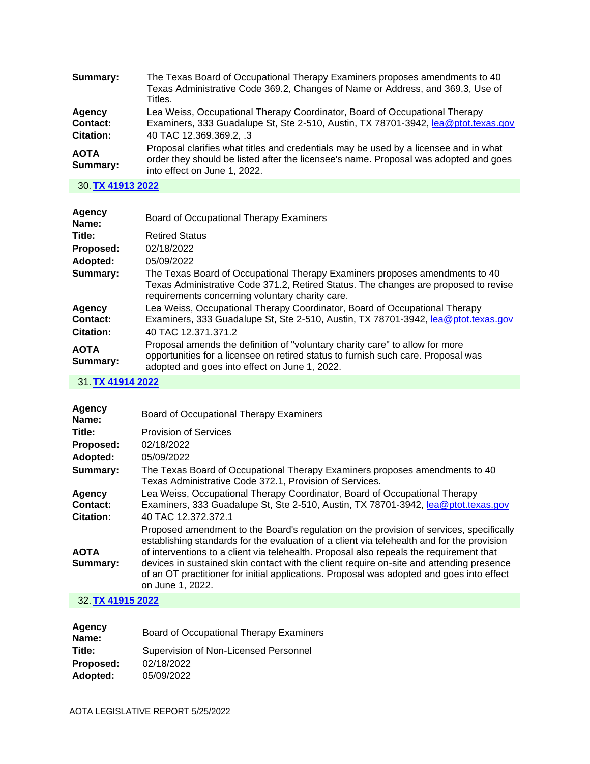**Summary:** The Texas Board of Occupational Therapy Examiners proposes amendments to 40 Texas Administrative Code 369.2, Changes of Name or Address, and 369.3, Use of Titles.

**Agency Contact:** Lea Weiss, Occupational Therapy Coordinator, Board of Occupational Therapy Examiners, 333 Guadalupe St, Ste 2-510, Austin, TX 78701-3942, lea@ptot.texas.gov

**Citation:** 40 TAC 12.369.369.2, .3

**AOTA Summary:** Proposal clarifies what titles and credentials may be used by a licensee and in what order they should be listed after the licensee's name. Proposal was adopted and goes into effect on June 1, 2022.

30. **TX 41913 2022**

**Agency Name:** Board of Occupational Therapy Examiners

**Title:** Retired Status

**Proposed:** 02/18/2022

**Adopted:** 05/09/2022

**Summary:** The Texas Board of Occupational Therapy Examiners proposes amendments to 40 Texas Administrative Code 371.2, Retired Status. The changes are proposed to revise requirements concerning voluntary charity care.

**Agency Contact:** Lea Weiss, Occupational Therapy Coordinator, Board of Occupational Therapy Examiners, 333 Guadalupe St, Ste 2-510, Austin, TX 78701-3942, lea@ptot.texas.gov

**Citation:** 40 TAC 12.371.371.2

**AOTA Summary:** Proposal amends the definition of "voluntary charity care" to allow for more opportunities for a licensee on retired status to furnish such care. Proposal was adopted and goes into effect on June 1, 2022.

31. **TX 41914 2022**

**Agency Name:** Board of Occupational Therapy Examiners

**Title:** Provision of Services

**Proposed:** 02/18/2022

**Adopted:** 05/09/2022

**Summary:** The Texas Board of Occupational Therapy Examiners proposes amendments to 40 Texas Administrative Code 372.1, Provision of Services.

**Agency Contact:** Lea Weiss, Occupational Therapy Coordinator, Board of Occupational Therapy Examiners, 333 Guadalupe St, Ste 2-510, Austin, TX 78701-3942, lea@ptot.texas.gov

**Citation:** 40 TAC 12.372.372.1

**AOTA Summary:** Proposed amendment to the Board's regulation on the provision of services, specifically establishing standards for the evaluation of a client via telehealth and for the provision of interventions to a client via telehealth. Proposal also repeals the requirement that devices in sustained skin contact with the client require on-site and attending presence of an OT practitioner for initial applications. Proposal was adopted and goes into effect on June 1, 2022.

32. **TX 41915 2022**

**Agency Name:** Board of Occupational Therapy Examiners

**Title:** Supervision of Non-Licensed Personnel

**Proposed:** 02/18/2022

**Adopted:** 05/09/2022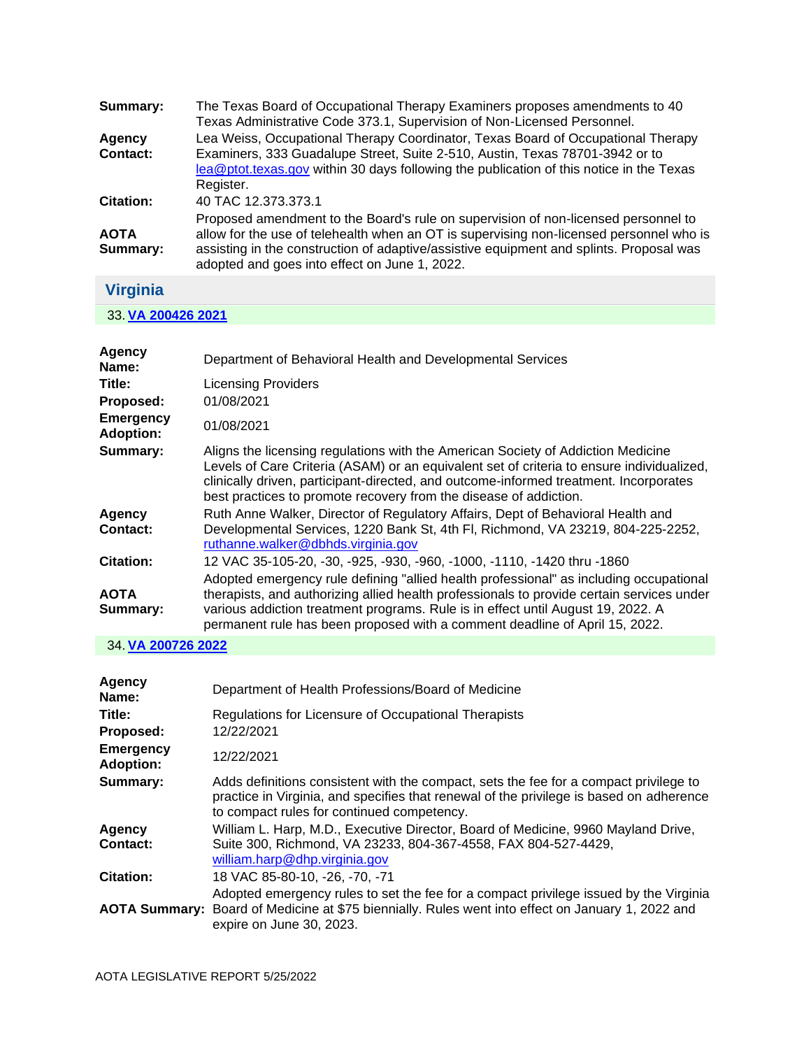**Summary:** The Texas Board of Occupational Therapy Examiners proposes amendments to 40 Texas Administrative Code 373.1, Supervision of Non-Licensed Personnel.

**Agency Contact:** Lea Weiss, Occupational Therapy Coordinator, Texas Board of Occupational Therapy Examiners, 333 Guadalupe Street, Suite 2-510, Austin, Texas 78701-3942 or to lea@ptot.texas.gov within 30 days following the publication of this notice in the Texas Register.

**Citation:** 40 TAC 12.373.373.1

**AOTA Summary:** Proposed amendment to the Board's rule on supervision of non-licensed personnel to allow for the use of telehealth when an OT is supervising non-licensed personnel who is assisting in the construction of adaptive/assistive equipment and splints. Proposal was adopted and goes into effect on June 1, 2022.

## Virginia

### 33. VA 200426 2021

**Agency Name:** Department of Behavioral Health and Developmental Services

**Title:** Licensing Providers

**Proposed:** 01/08/2021

**Emergency Adoption:** 01/08/2021

**Summary:** Aligns the licensing regulations with the American Society of Addiction Medicine Levels of Care Criteria (ASAM) or an equivalent set of criteria to ensure individualized, clinically driven, participant-directed, and outcome-informed treatment. Incorporates best practices to promote recovery from the disease of addiction.

**Agency Contact:** Ruth Anne Walker, Director of Regulatory Affairs, Dept of Behavioral Health and Developmental Services, 1220 Bank St, 4th Fl, Richmond, VA 23219, 804-225-2252, ruthanne.walker@dbhds.virginia.gov

**Citation:** 12 VAC 35-105-20, -30, -925, -930, -960, -1000, -1110, -1420 thru -1860

**AOTA Summary:** Adopted emergency rule defining "allied health professional" as including occupational therapists, and authorizing allied health professionals to provide certain services under various addiction treatment programs. Rule is in effect until August 19, 2022. A permanent rule has been proposed with a comment deadline of April 15, 2022.

### 34. VA 200726 2022

**Agency Name:** Department of Health Professions/Board of Medicine

**Title:** Regulations for Licensure of Occupational Therapists

**Proposed:** 12/22/2021

**Emergency Adoption:** 12/22/2021

**Summary:** Adds definitions consistent with the compact, sets the fee for a compact privilege to practice in Virginia, and specifies that renewal of the privilege is based on adherence to compact rules for continued competency.

**Agency Contact:** William L. Harp, M.D., Executive Director, Board of Medicine, 9960 Mayland Drive, Suite 300, Richmond, VA 23233, 804-367-4558, FAX 804-527-4429, william.harp@dhp.virginia.gov

**Citation:** 18 VAC 85-80-10, -26, -70, -71

**AOTA Summary:** Adopted emergency rules to set the fee for a compact privilege issued by the Virginia Board of Medicine at $75 biennially. Rules went into effect on January 1, 2022 and expire on June 30, 2023.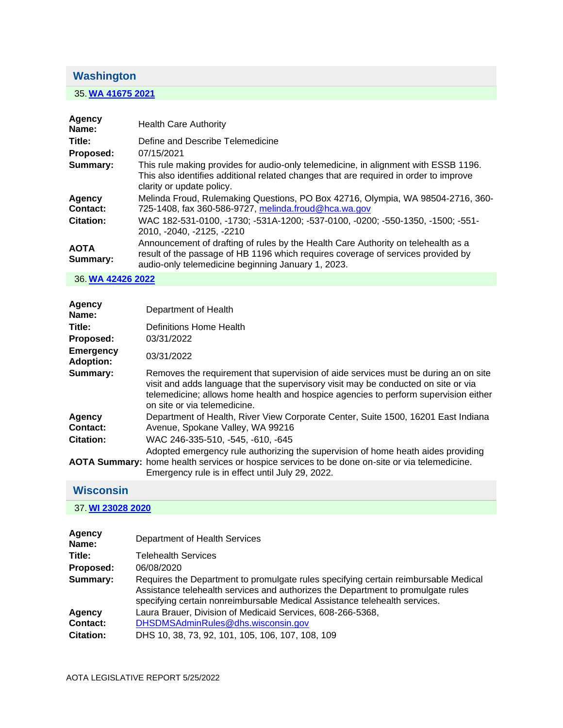## Washington

### 35. WA 41675 2021

| | |
|---|---|
| **Agency Name:** | Health Care Authority |
| **Title:** | Define and Describe Telemedicine |
| **Proposed:** | 07/15/2021 |
| **Summary:** | This rule making provides for audio-only telemedicine, in alignment with ESSB 1196. This also identifies additional related changes that are required in order to improve clarity or update policy. |
| **Agency Contact:** | Melinda Froud, Rulemaking Questions, PO Box 42716, Olympia, WA 98504-2716, 360-725-1408, fax 360-586-9727, melinda.froud@hca.wa.gov |
| **Citation:** | WAC 182-531-0100, -1730; -531A-1200; -537-0100, -0200; -550-1350, -1500; -551-2010, -2040, -2125, -2210 |
| **AOTA Summary:** | Announcement of drafting of rules by the Health Care Authority on telehealth as a result of the passage of HB 1196 which requires coverage of services provided by audio-only telemedicine beginning January 1, 2023. |

### 36. WA 42426 2022

| | |
|---|---|
| **Agency Name:** | Department of Health |
| **Title:** | Definitions Home Health |
| **Proposed:** | 03/31/2022 |
| **Emergency Adoption:** | 03/31/2022 |
| **Summary:** | Removes the requirement that supervision of aide services must be during an on site visit and adds language that the supervisory visit may be conducted on site or via telemedicine; allows home health and hospice agencies to perform supervision either on site or via telemedicine. |
| **Agency Contact:** | Department of Health, River View Corporate Center, Suite 1500, 16201 East Indiana Avenue, Spokane Valley, WA 99216 |
| **Citation:** | WAC 246-335-510, -545, -610, -645 |
| **AOTA Summary:** | Adopted emergency rule authorizing the supervision of home heath aides providing home health services or hospice services to be done on-site or via telemedicine. Emergency rule is in effect until July 29, 2022. |

## Wisconsin

### 37. WI 23028 2020

| | |
|---|---|
| **Agency Name:** | Department of Health Services |
| **Title:** | Telehealth Services |
| **Proposed:** | 06/08/2020 |
| **Summary:** | Requires the Department to promulgate rules specifying certain reimbursable Medical Assistance telehealth services and authorizes the Department to promulgate rules specifying certain nonreimbursable Medical Assistance telehealth services. |
| **Agency Contact:** | Laura Brauer, Division of Medicaid Services, 608-266-5368, DHSDMSAdminRules@dhs.wisconsin.gov |
| **Citation:** | DHS 10, 38, 73, 92, 101, 105, 106, 107, 108, 109 |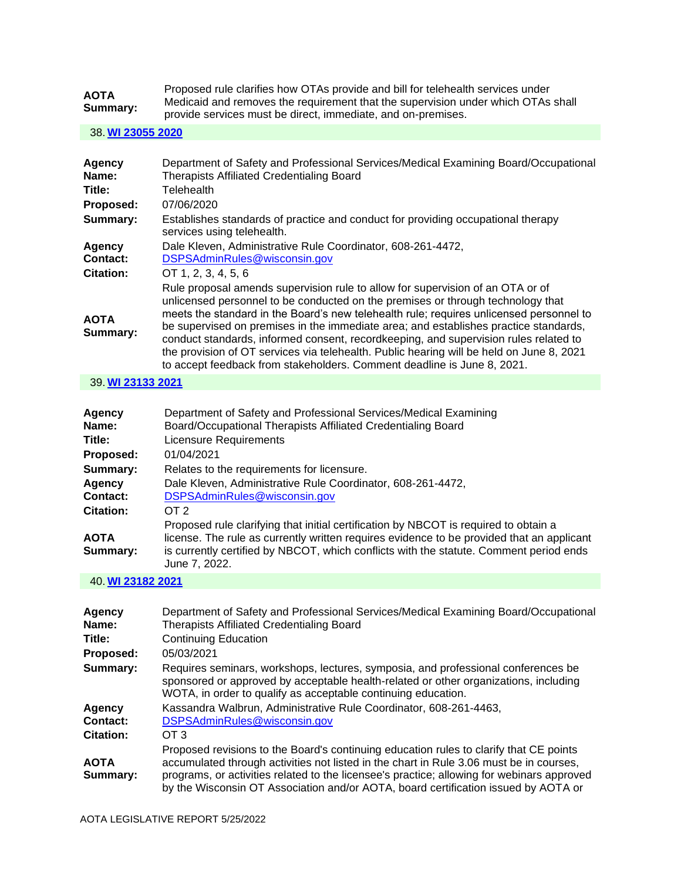| | |
|---|---|
| **AOTA Summary:** | Proposed rule clarifies how OTAs provide and bill for telehealth services under Medicaid and removes the requirement that the supervision under which OTAs shall provide services must be direct, immediate, and on-premises. |

38. **WI 23055 2020**

| | |
|---|---|
| **Agency Name:** | Department of Safety and Professional Services/Medical Examining Board/Occupational Therapists Affiliated Credentialing Board |
| **Title:** | Telehealth |
| **Proposed:** | 07/06/2020 |
| **Summary:** | Establishes standards of practice and conduct for providing occupational therapy services using telehealth. |
| **Agency Contact:** | Dale Kleven, Administrative Rule Coordinator, 608-261-4472, DSPSAdminRules@wisconsin.gov |
| **Citation:** | OT 1, 2, 3, 4, 5, 6 |
| **AOTA Summary:** | Rule proposal amends supervision rule to allow for supervision of an OTA or of unlicensed personnel to be conducted on the premises or through technology that meets the standard in the Board's new telehealth rule; requires unlicensed personnel to be supervised on premises in the immediate area; and establishes practice standards, conduct standards, informed consent, recordkeeping, and supervision rules related to the provision of OT services via telehealth. Public hearing will be held on June 8, 2021 to accept feedback from stakeholders. Comment deadline is June 8, 2021. |

39. **WI 23133 2021**

| | |
|---|---|
| **Agency Name:** | Department of Safety and Professional Services/Medical Examining Board/Occupational Therapists Affiliated Credentialing Board |
| **Title:** | Licensure Requirements |
| **Proposed:** | 01/04/2021 |
| **Summary:** | Relates to the requirements for licensure. |
| **Agency Contact:** | Dale Kleven, Administrative Rule Coordinator, 608-261-4472, DSPSAdminRules@wisconsin.gov |
| **Citation:** | OT 2 |
| **AOTA Summary:** | Proposed rule clarifying that initial certification by NBCOT is required to obtain a license. The rule as currently written requires evidence to be provided that an applicant is currently certified by NBCOT, which conflicts with the statute. Comment period ends June 7, 2022. |

40. **WI 23182 2021**

| | |
|---|---|
| **Agency Name:** | Department of Safety and Professional Services/Medical Examining Board/Occupational Therapists Affiliated Credentialing Board |
| **Title:** | Continuing Education |
| **Proposed:** | 05/03/2021 |
| **Summary:** | Requires seminars, workshops, lectures, symposia, and professional conferences be sponsored or approved by acceptable health-related or other organizations, including WOTA, in order to qualify as acceptable continuing education. |
| **Agency Contact:** | Kassandra Walbrun, Administrative Rule Coordinator, 608-261-4463, DSPSAdminRules@wisconsin.gov |
| **Citation:** | OT 3 |
| **AOTA Summary:** | Proposed revisions to the Board's continuing education rules to clarify that CE points accumulated through activities not listed in the chart in Rule 3.06 must be in courses, programs, or activities related to the licensee's practice; allowing for webinars approved by the Wisconsin OT Association and/or AOTA, board certification issued by AOTA or |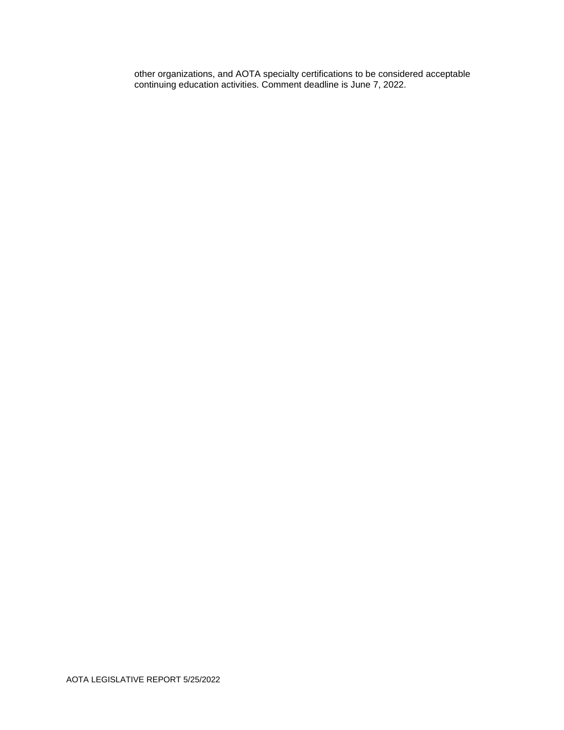other organizations, and AOTA specialty certifications to be considered acceptable continuing education activities. Comment deadline is June 7, 2022.